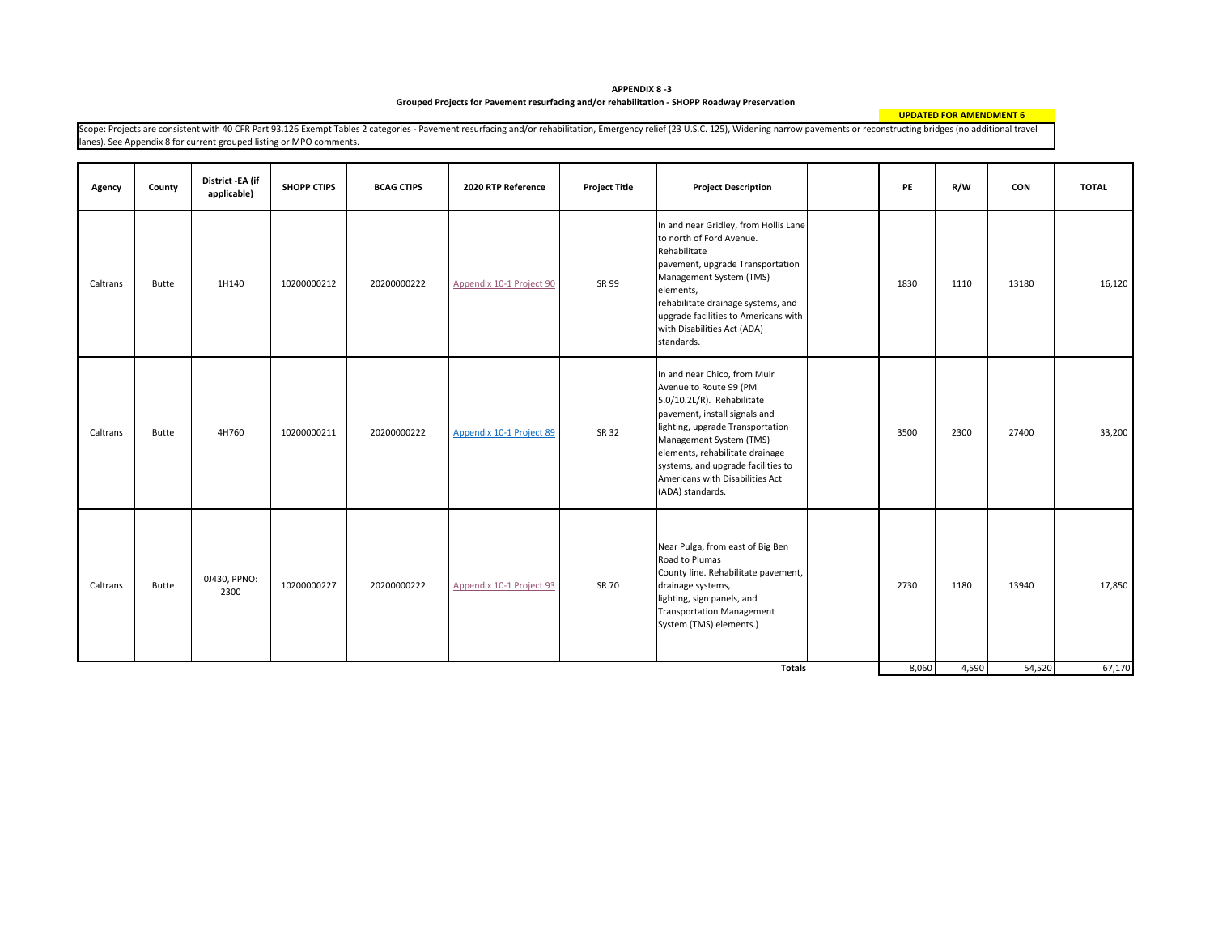**APPENDIX 8 -3**

**Grouped Projects for Pavement resurfacing and/or rehabilitation - SHOPP Roadway Preservation**

**UPDATED FOR AMENDMENT 6**

Scope: Projects are consistent with 40 CFR Part 93.126 Exempt Tables 2 categories - Pavement resurfacing and/or rehabilitation, Emergency relief (23 U.S.C. 125), Widening narrow pavements or reconstructing bridges (no additional travel lanes). See Appendix 8 for current grouped listing or MPO comments.

| Agency | County | District -EA (if applicable) | SHOPP CTIPS | BCAG CTIPS | 2020 RTP Reference | Project Title | Project Description | | PE | R/W | CON | TOTAL |
|---|---|---|---|---|---|---|---|---|---|---|---|---|
| Caltrans | Butte | 1H140 | 10200000212 | 20200000222 | Appendix 10-1 Project 90 | SR 99 | In and near Gridley, from Hollis Lane to north of Ford Avenue. Rehabilitate pavement, upgrade Transportation Management System (TMS) elements, rehabilitate drainage systems, and upgrade facilities to Americans with with Disabilities Act (ADA) standards. | | 1830 | 1110 | 13180 | 16,120 |
| Caltrans | Butte | 4H760 | 10200000211 | 20200000222 | Appendix 10-1 Project 89 | SR 32 | In and near Chico, from Muir Avenue to Route 99 (PM 5.0/10.2L/R). Rehabilitate pavement, install signals and lighting, upgrade Transportation Management System (TMS) elements, rehabilitate drainage systems, and upgrade facilities to Americans with Disabilities Act (ADA) standards. | | 3500 | 2300 | 27400 | 33,200 |
| Caltrans | Butte | 0J430, PPNO: 2300 | 10200000227 | 20200000222 | Appendix 10-1 Project 93 | SR 70 | Near Pulga, from east of Big Ben Road to Plumas County line. Rehabilitate pavement, drainage systems, lighting, sign panels, and Transportation Management System (TMS) elements.) | | 2730 | 1180 | 13940 | 17,850 |
| | | | | | | | **Totals** | | 8,060 | 4,590 | 54,520 | 67,170 |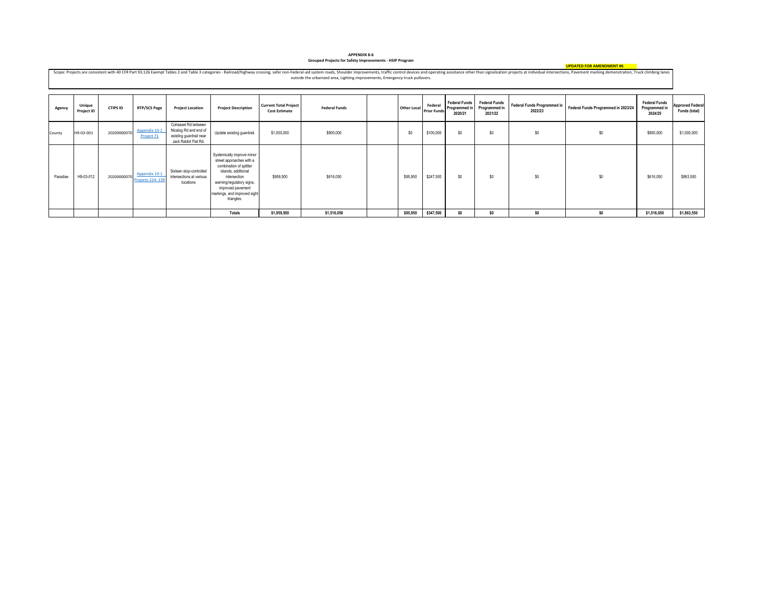**APPENDIX 8-6**
**Grouped Projects for Safety Improvements - HSIP Program**

**UPDATED FOR AMENDMENT #6**

Scope: Projects are consistent with 40 CFR Part 93.126 Exempt Tables 2 and Table 3 categories - Railroad/highway crossing, safer non-Federal-aid system roads, Shoulder improvements, traffic control devices and operating assistance other than signalization projects at individual intersections, Pavement marking demonstration, Truck climbing lanes outside the urbanized area, Lighting improvements, Emergency truck pullovers.

| Agency | Unique Project ID | CTIPS ID | RTP/SCS Page | Project Location | Project Description | Current Total Project Cost Estimate | Federal Funds | | Other Local | Federal Prior Funds | Federal Funds Programmed in 2020/21 | Federal Funds Programmed in 2021/22 | Federal Funds Programmed in 2022/23 | Federal Funds Programmed in 2023/24 | Federal Funds Programmed in 2024/25 | Approved Federal Funds (total) |
|---|---|---|---|---|---|---|---|---|---|---|---|---|---|---|---|---|
| County | H9-03-001 | 20200000070 | Appendix 10-1 Project 71 | Cohasset Rd between Nicalog Rd and end of existing guardrail near Jack Rabbit Flat Rd. | Update existing guardrail. | $1,000,000 | $900,000 | | $0 | $100,000 | $0 | $0 | $0 | $0 | $900,000 | $1,000,000 |
| Paradise | H9-03-012 | 20200000070 | Appendix 10-1 Projects 224- 239 | Sixteen stop-controlled intersections at various locations | Systemically improve minor street approaches with a combination of splitter islands, additional intersection warning/regulatory signs, improved pavement markings, and improved sight triangles. | $959,500 | $616,050 | | $95,950 | $247,500 | $0 | $0 | $0 | $0 | $616,050 | $863,550 |
| | | | | | **Totals** | **$1,959,500** | **$1,516,050** | | **$95,950** | **$347,500** | **$0** | **$0** | **$0** | **$0** | **$1,516,050** | **$1,863,550** |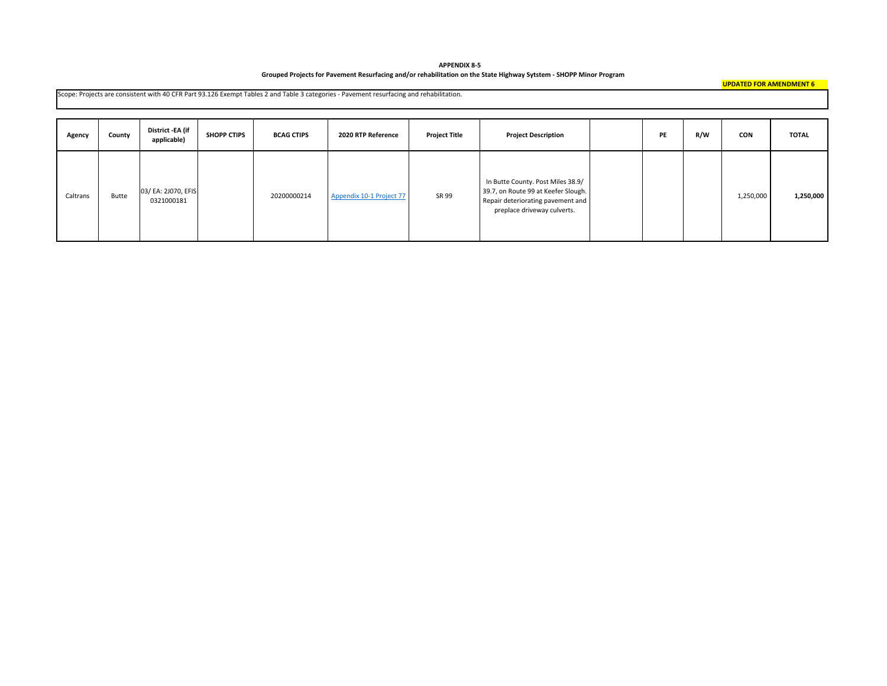**APPENDIX 8-5**

**Grouped Projects for Pavement Resurfacing and/or rehabilitation on the State Highway Sytstem - SHOPP Minor Program**

**UPDATED FOR AMENDMENT 6**

Scope: Projects are consistent with 40 CFR Part 93.126 Exempt Tables 2 and Table 3 categories - Pavement resurfacing and rehabilitation.

| Agency | County | District -EA (if applicable) | SHOPP CTIPS | BCAG CTIPS | 2020 RTP Reference | Project Title | Project Description | | PE | R/W | CON | TOTAL |
|---|---|---|---|---|---|---|---|---|---|---|---|---|
| Caltrans | Butte | 03/ EA: 2J070, EFIS 0321000181 | | 20200000214 | Appendix 10-1 Project 77 | SR 99 | In Butte County. Post Miles 38.9/ 39.7, on Route 99 at Keefer Slough. Repair deteriorating pavement and preplace driveway culverts. | | | | 1,250,000 | **1,250,000** |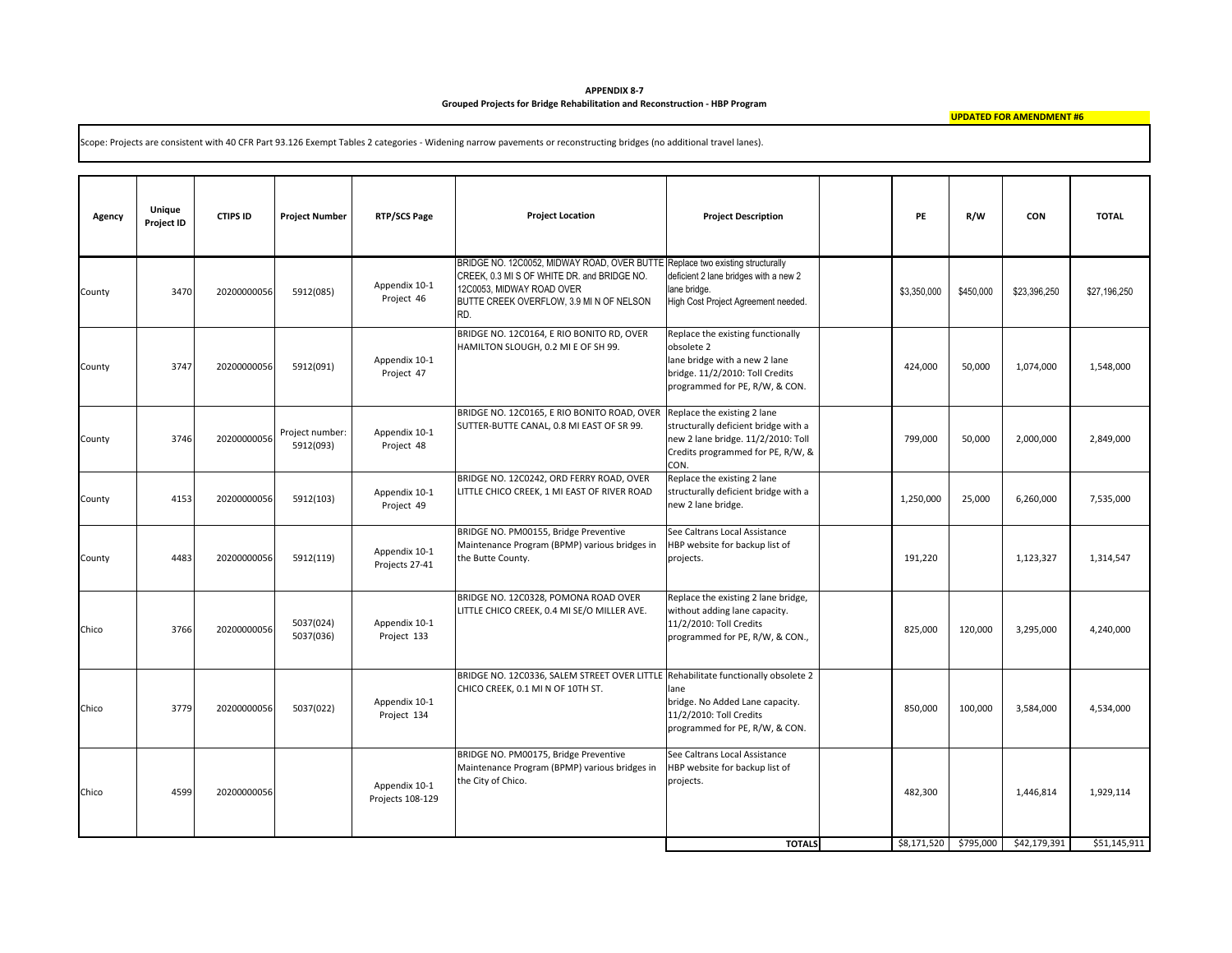**APPENDIX 8-7**
**Grouped Projects for Bridge Rehabilitation and Reconstruction - HBP Program**

**UPDATED FOR AMENDMENT #6**

Scope: Projects are consistent with 40 CFR Part 93.126 Exempt Tables 2 categories - Widening narrow pavements or reconstructing bridges (no additional travel lanes).

| Agency | Unique Project ID | CTIPS ID | Project Number | RTP/SCS Page | Project Location | Project Description | | PE | R/W | CON | TOTAL |
|---|---|---|---|---|---|---|---|---|---|---|---|
| County | 3470 | 20200000056 | 5912(085) | Appendix 10-1 Project 46 | BRIDGE NO. 12C0052, MIDWAY ROAD, OVER BUTTE CREEK, 0.3 MI S OF WHITE DR. and BRIDGE NO. 12C0053, MIDWAY ROAD OVER BUTTE CREEK OVERFLOW, 3.9 MI N OF NELSON RD. | Replace two existing structurally deficient 2 lane bridges with a new 2 lane bridge. High Cost Project Agreement needed. | | $3,350,000 | $450,000 | $23,396,250 | $27,196,250 |
| County | 3747 | 20200000056 | 5912(091) | Appendix 10-1 Project 47 | BRIDGE NO. 12C0164, E RIO BONITO RD, OVER HAMILTON SLOUGH, 0.2 MI E OF SH 99. | Replace the existing functionally obsolete 2 lane bridge with a new 2 lane bridge. 11/2/2010: Toll Credits programmed for PE, R/W, & CON. | | 424,000 | 50,000 | 1,074,000 | 1,548,000 |
| County | 3746 | 20200000056 | Project number: 5912(093) | Appendix 10-1 Project 48 | BRIDGE NO. 12C0165, E RIO BONITO ROAD, OVER SUTTER-BUTTE CANAL, 0.8 MI EAST OF SR 99. | Replace the existing 2 lane structurally deficient bridge with a new 2 lane bridge. 11/2/2010: Toll Credits programmed for PE, R/W, & CON. | | 799,000 | 50,000 | 2,000,000 | 2,849,000 |
| County | 4153 | 20200000056 | 5912(103) | Appendix 10-1 Project 49 | BRIDGE NO. 12C0242, ORD FERRY ROAD, OVER LITTLE CHICO CREEK, 1 MI EAST OF RIVER ROAD | Replace the existing 2 lane structurally deficient bridge with a new 2 lane bridge. | | 1,250,000 | 25,000 | 6,260,000 | 7,535,000 |
| County | 4483 | 20200000056 | 5912(119) | Appendix 10-1 Projects 27-41 | BRIDGE NO. PM00155, Bridge Preventive Maintenance Program (BPMP) various bridges in the Butte County. | See Caltrans Local Assistance HBP website for backup list of projects. | | 191,220 | | 1,123,327 | 1,314,547 |
| Chico | 3766 | 20200000056 | 5037(024) 5037(036) | Appendix 10-1 Project 133 | BRIDGE NO. 12C0328, POMONA ROAD OVER LITTLE CHICO CREEK, 0.4 MI SE/O MILLER AVE. | Replace the existing 2 lane bridge, without adding lane capacity. 11/2/2010: Toll Credits programmed for PE, R/W, & CON., | | 825,000 | 120,000 | 3,295,000 | 4,240,000 |
| Chico | 3779 | 20200000056 | 5037(022) | Appendix 10-1 Project 134 | BRIDGE NO. 12C0336, SALEM STREET OVER LITTLE CHICO CREEK, 0.1 MI N OF 10TH ST. | Rehabilitate functionally obsolete 2 lane bridge. No Added Lane capacity. 11/2/2010: Toll Credits programmed for PE, R/W, & CON. | | 850,000 | 100,000 | 3,584,000 | 4,534,000 |
| Chico | 4599 | 20200000056 | | Appendix 10-1 Projects 108-129 | BRIDGE NO. PM00175, Bridge Preventive Maintenance Program (BPMP) various bridges in the City of Chico. | See Caltrans Local Assistance HBP website for backup list of projects. | | 482,300 | | 1,446,814 | 1,929,114 |
| | | | | | | **TOTALS** | | $8,171,520 | $795,000 | $42,179,391 | $51,145,911 |